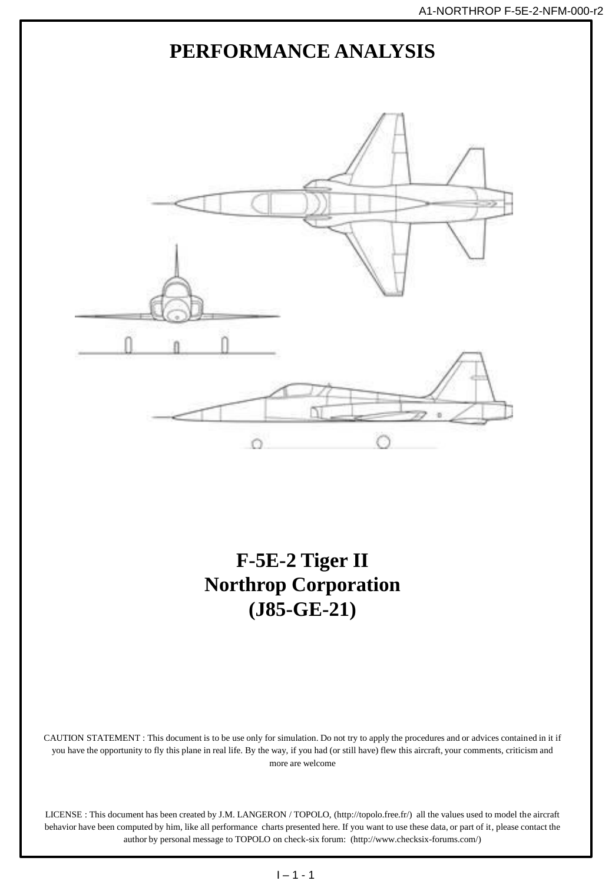# PERFORMANCE ANALYSIS

# F-5E-2 Tiger II
# Northrop Corporation
# (J85-GE-21)

CAUTION STATEMENT : This document is to be use only for simulation. Do not try to apply the procedures and or advices contained in it if you have the opportunity to fly this plane in real life. By the way, if you had (or still have) flew this aircraft, your comments, criticism and more are welcome

LICENSE : This document has been created by J.M. LANGERON / TOPOLO, (http://topolo.free.fr/) all the values used to model the aircraft behavior have been computed by him, like all performance charts presented here. If you want to use these data, or part of it, please contact the author by personal message to TOPOLO on check-six forum: (http://www.checksix-forums.com/)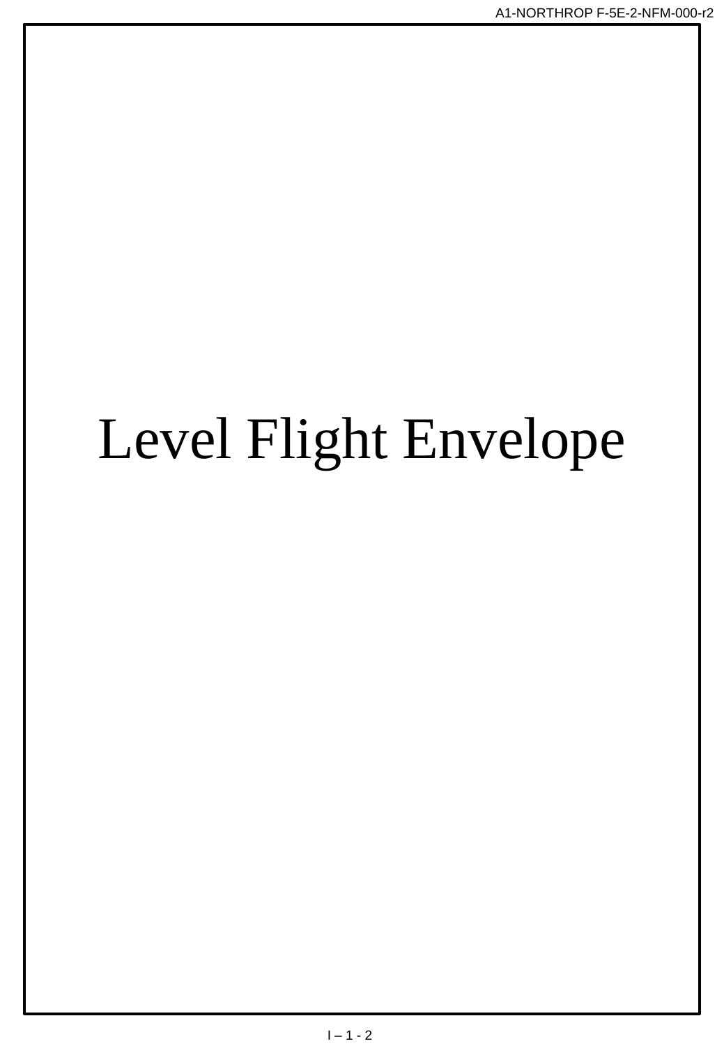# Level Flight Envelope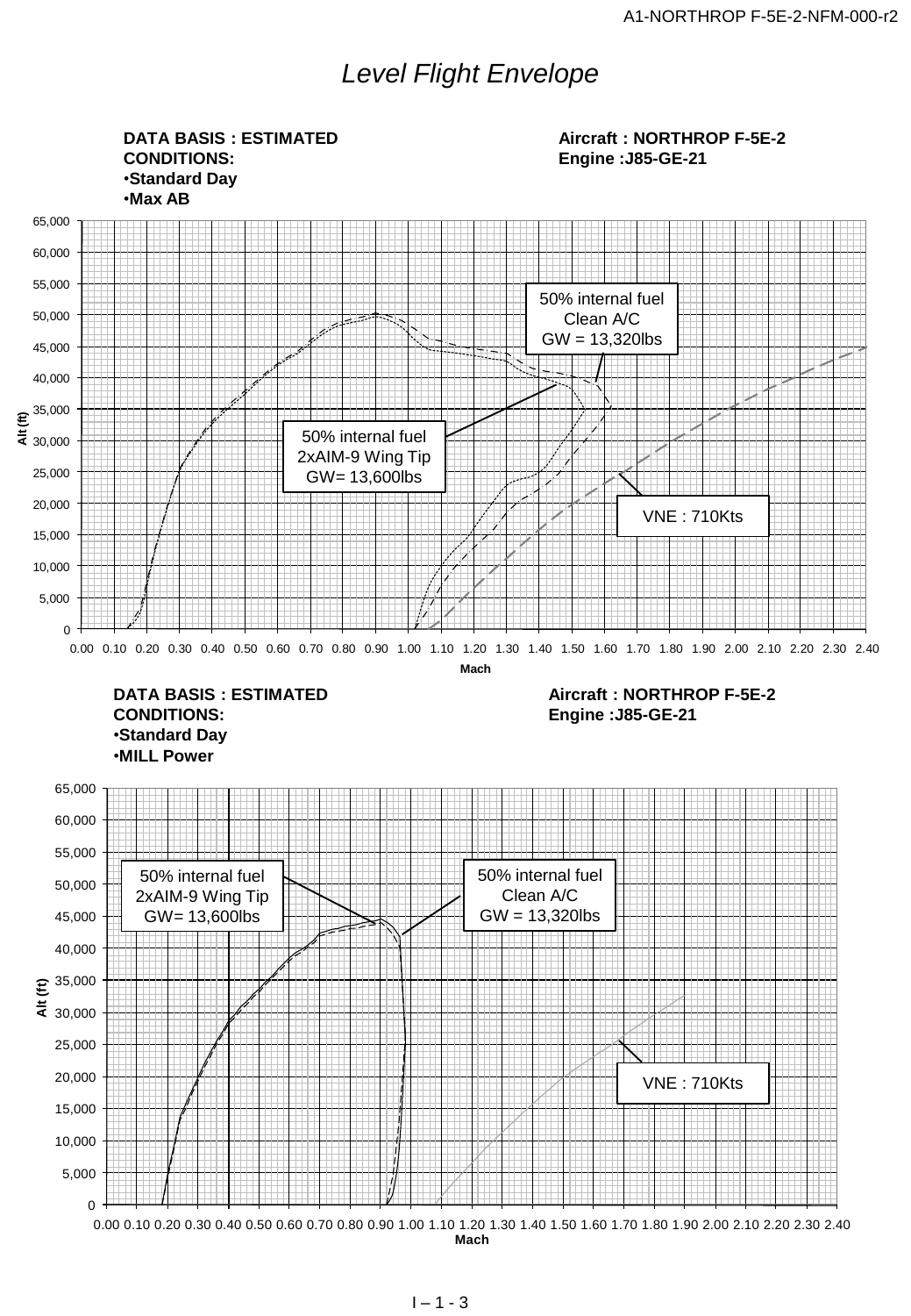# *Level Flight Envelope*

**DATA BASIS : ESTIMATED**
**CONDITIONS:**
•**Standard Day**
•**Max AB**

**Aircraft : NORTHROP F-5E-2**
**Engine :J85-GE-21**

50% internal fuel
Clean A/C
GW = 13,320lbs

50% internal fuel
2xAIM-9 Wing Tip
GW= 13,600lbs

VNE : 710Kts

Alt (ft): 0, 5,000, 10,000, 15,000, 20,000, 25,000, 30,000, 35,000, 40,000, 45,000, 50,000, 55,000, 60,000, 65,000

Mach: 0.00 0.10 0.20 0.30 0.40 0.50 0.60 0.70 0.80 0.90 1.00 1.10 1.20 1.30 1.40 1.50 1.60 1.70 1.80 1.90 2.00 2.10 2.20 2.30 2.40

**DATA BASIS : ESTIMATED**
**CONDITIONS:**
•**Standard Day**
•**MILL Power**

**Aircraft : NORTHROP F-5E-2**
**Engine :J85-GE-21**

50% internal fuel
2xAIM-9 Wing Tip
GW= 13,600lbs

50% internal fuel
Clean A/C
GW = 13,320lbs

VNE : 710Kts

Alt (ft): 0, 5,000, 10,000, 15,000, 20,000, 25,000, 30,000, 35,000, 40,000, 45,000, 50,000, 55,000, 60,000, 65,000

Mach: 0.00 0.10 0.20 0.30 0.40 0.50 0.60 0.70 0.80 0.90 1.00 1.10 1.20 1.30 1.40 1.50 1.60 1.70 1.80 1.90 2.00 2.10 2.20 2.30 2.40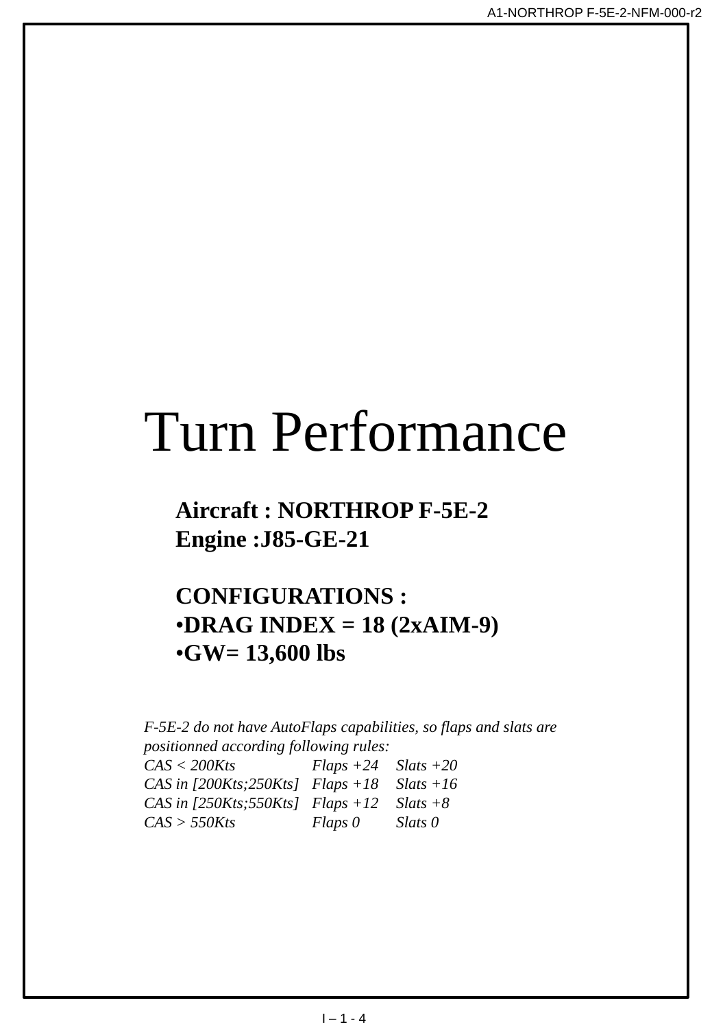# Turn Performance

**Aircraft : NORTHROP F-5E-2**
**Engine :J85-GE-21**

**CONFIGURATIONS :**

- **DRAG INDEX = 18 (2xAIM-9)**
- **GW= 13,600 lbs**

*F-5E-2 do not have AutoFlaps capabilities, so flaps and slats are positionned according following rules:*

| | | |
|---|---|---|
| *CAS < 200Kts* | *Flaps +24* | *Slats +20* |
| *CAS in [200Kts;250Kts]* | *Flaps +18* | *Slats +16* |
| *CAS in [250Kts;550Kts]* | *Flaps +12* | *Slats +8* |
| *CAS > 550Kts* | *Flaps 0* | *Slats 0* |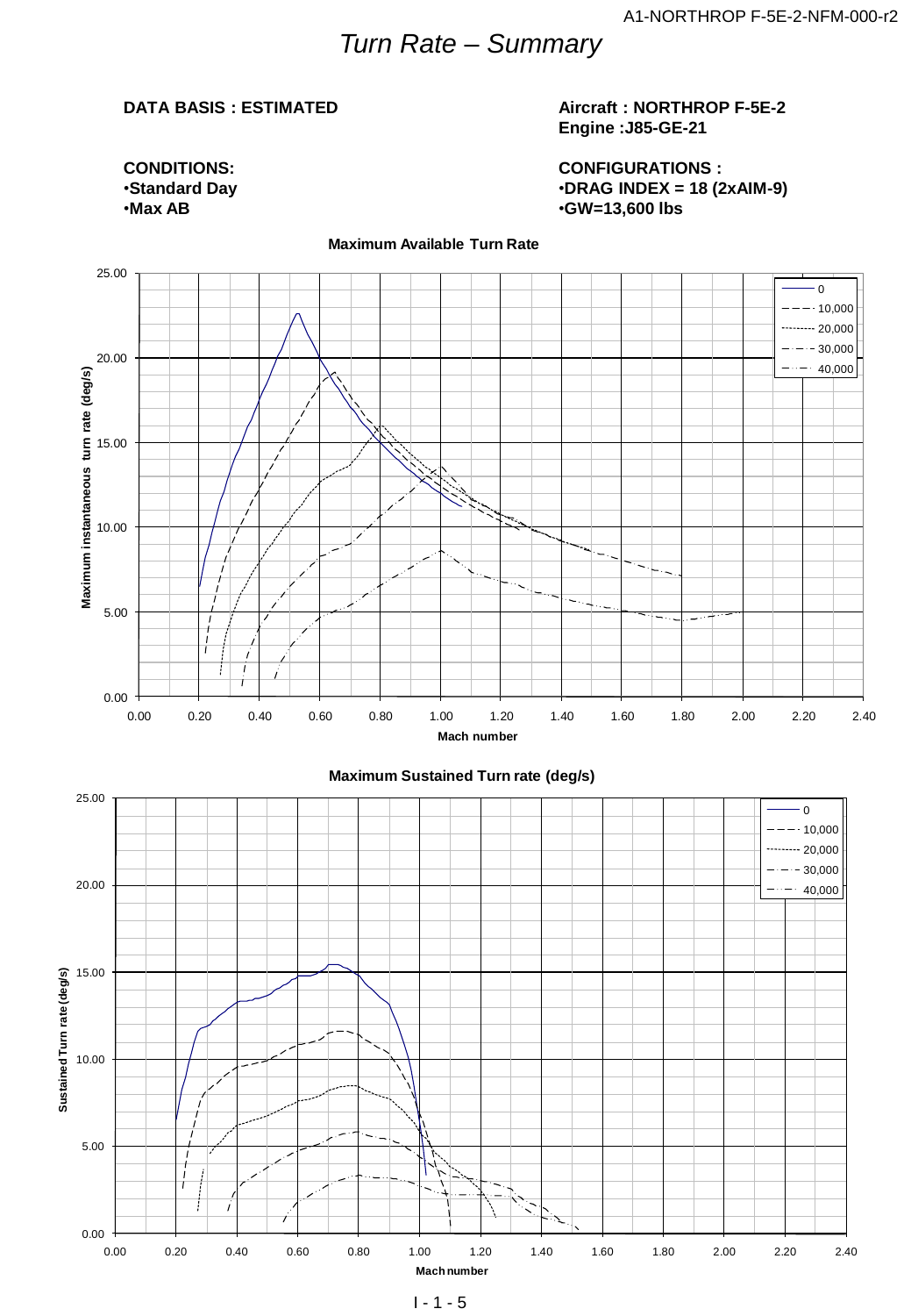# Turn Rate – Summary

**DATA BASIS : ESTIMATED**

**Aircraft : NORTHROP F-5E-2**
**Engine :J85-GE-21**

**CONDITIONS:**
- **Standard Day**
- **Max AB**

**CONFIGURATIONS :**
- **DRAG INDEX = 18 (2xAIM-9)**
- **GW=13,600 lbs**

**Maximum Available Turn Rate**

**Maximum Sustained Turn rate (deg/s)**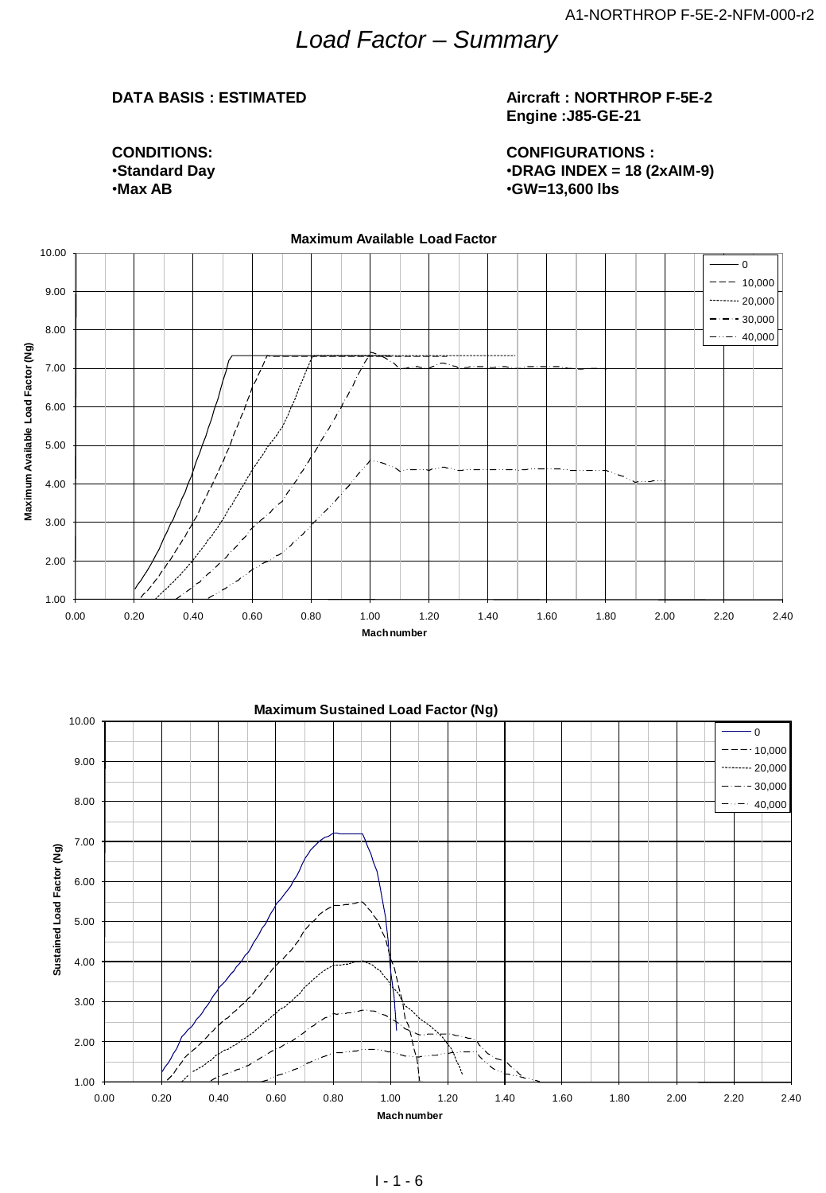# Load Factor – Summary

**DATA BASIS : ESTIMATED**

**Aircraft : NORTHROP F-5E-2**
**Engine :J85-GE-21**

**CONDITIONS:**
- **Standard Day**
- **Max AB**

**CONFIGURATIONS :**
- **DRAG INDEX = 18 (2xAIM-9)**
- **GW=13,600 lbs**

**Maximum Available Load Factor**

Y-axis: Maximum Available Load Factor (Ng), 1.00 to 10.00
X-axis: Mach number, 0.00 to 2.40
Legend: 0, 10,000, 20,000, 30,000, 40,000

**Maximum Sustained Load Factor (Ng)**

Y-axis: Sustained Load Factor (Ng), 1.00 to 10.00
X-axis: Mach number, 0.00 to 2.40
Legend: 0, 10,000, 20,000, 30,000, 40,000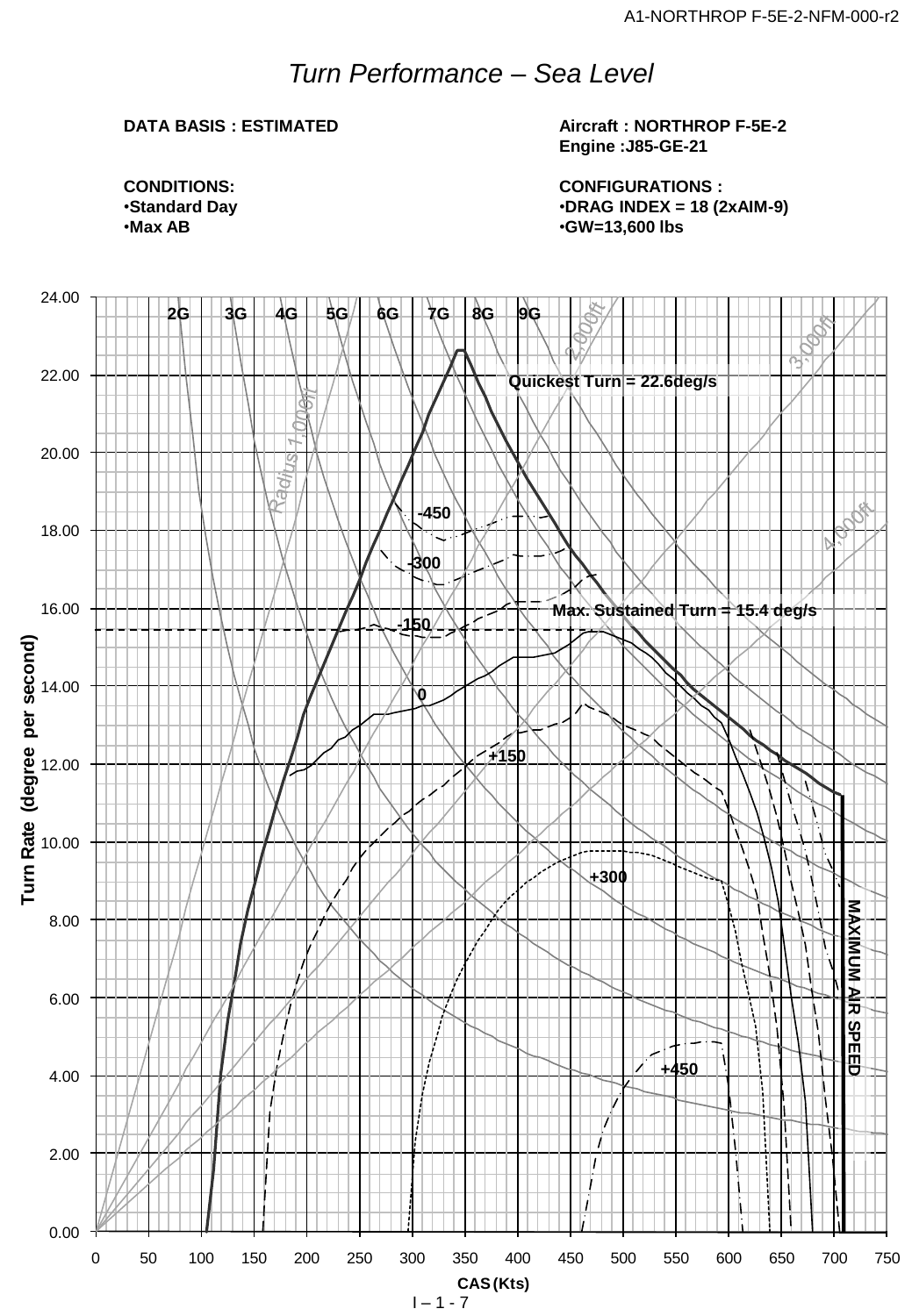# Turn Performance – Sea Level

**DATA BASIS : ESTIMATED**

**CONDITIONS:**
- **Standard Day**
- **Max AB**

**Aircraft : NORTHROP F-5E-2**
**Engine :J85-GE-21**

**CONFIGURATIONS :**
- **DRAG INDEX = 18 (2xAIM-9)**
- **GW=13,600 lbs**

2G 3G 4G 5G 6G 7G 8G 9G

Radius 1,000ft 2,000ft 3,000ft 4,000ft

Quickest Turn = 22.6deg/s

Max. Sustained Turn = 15.4 deg/s

-450 -300 -150 0 +150 +300 +450

MAXIMUM AIR SPEED

Turn Rate (degree per second)

CAS (Kts)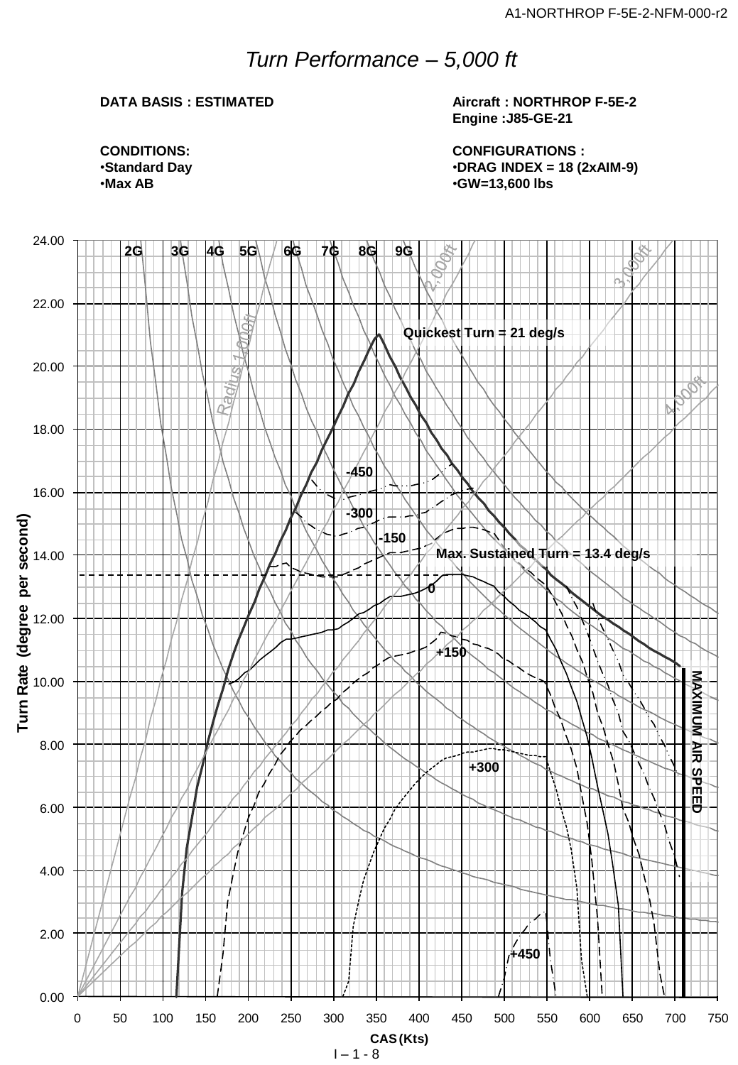# *Turn Performance – 5,000 ft*

**DATA BASIS : ESTIMATED**

**Aircraft : NORTHROP F-5E-2**
**Engine :J85-GE-21**

**CONDITIONS:**
- **Standard Day**
- **Max AB**

**CONFIGURATIONS :**
- **DRAG INDEX = 18 (2xAIM-9)**
- **GW=13,600 lbs**

Quickest Turn = 21 deg/s

Max. Sustained Turn = 13.4 deg/s

Turn Rate (degree per second)

CAS (Kts)

MAXIMUM AIR SPEED

2G 3G 4G 5G 6G 7G 8G 9G

Radius 1,000ft 2,000ft 3,000ft 4,000ft

-450 -300 -150 0 +150 +300 +450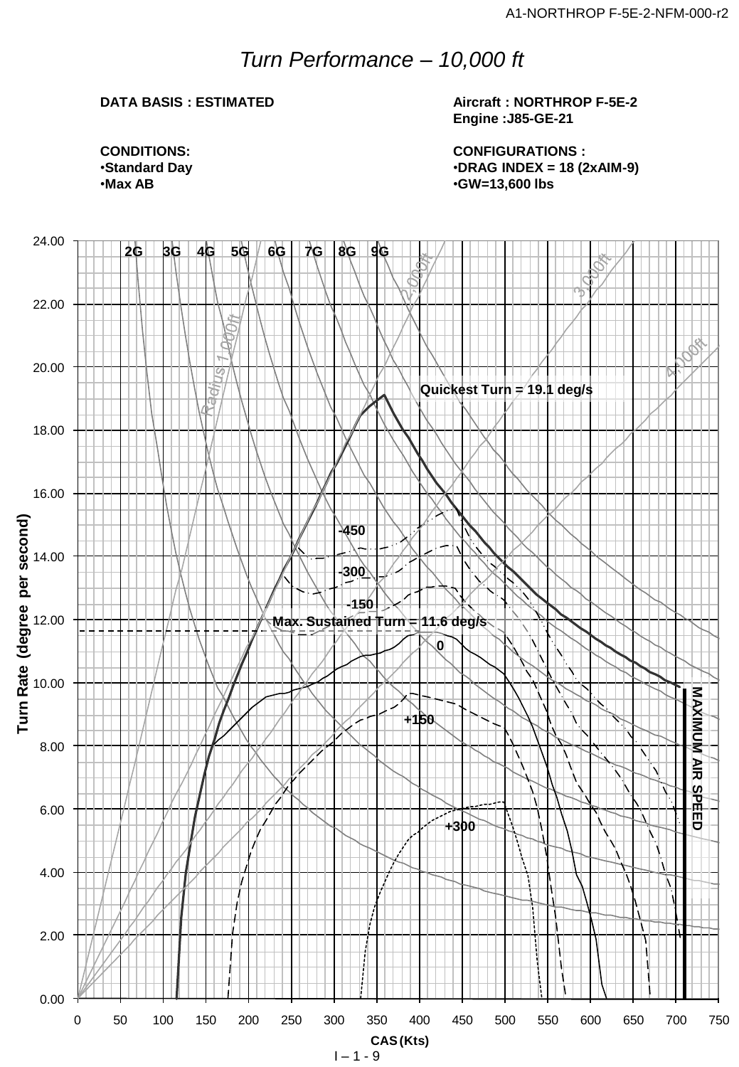# *Turn Performance – 10,000 ft*

**DATA BASIS : ESTIMATED**

**Aircraft : NORTHROP F-5E-2**
**Engine :J85-GE-21**

**CONDITIONS:**
- **Standard Day**
- **Max AB**

**CONFIGURATIONS :**
- **DRAG INDEX = 18 (2xAIM-9)**
- **GW=13,600 lbs**

2G 3G 4G 5G 6G 7G 8G 9G

Radius 1,000ft 2,000ft 3,000ft 4,000ft

Quickest Turn = 19.1 deg/s

Max. Sustained Turn = 11.6 deg/s

-450 -300 -150 0 +150 +300

MAXIMUM AIR SPEED

Turn Rate (degree per second)

CAS (Kts)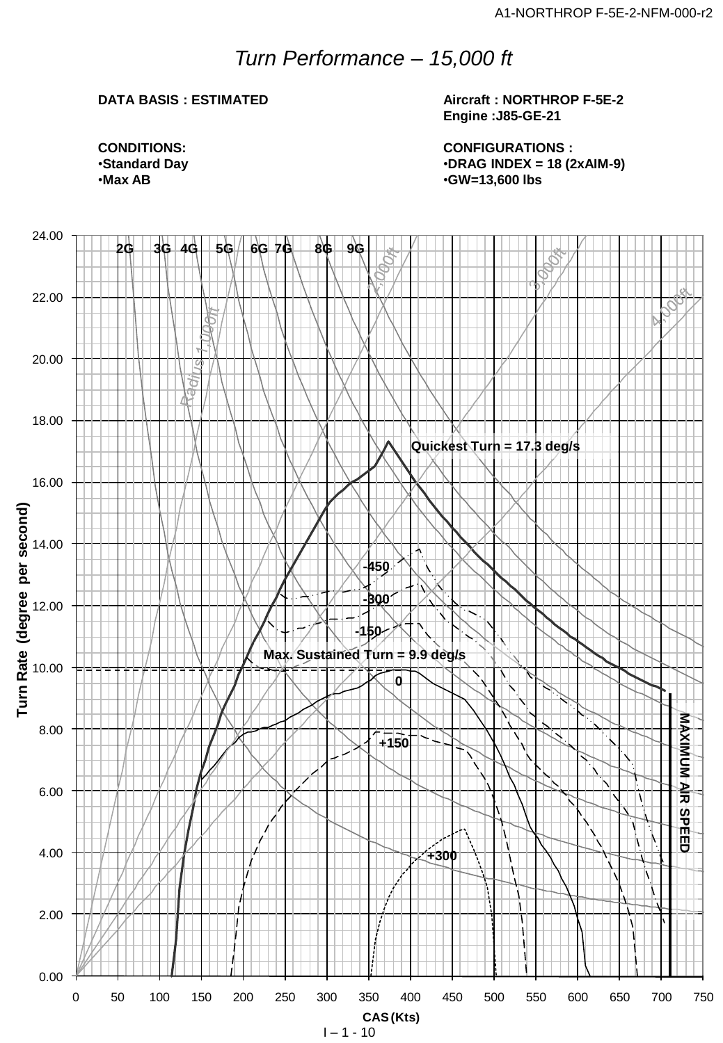# *Turn Performance – 15,000 ft*

**DATA BASIS : ESTIMATED**

**Aircraft : NORTHROP F-5E-2**
**Engine :J85-GE-21**

**CONDITIONS:**
- **Standard Day**
- **Max AB**

**CONFIGURATIONS :**
- **DRAG INDEX = 18 (2xAIM-9)**
- **GW=13,600 lbs**

2G 3G 4G 5G 6G 7G 8G 9G

Radius 1,000ft 2,000ft 3,000ft 4,000ft

Quickest Turn = 17.3 deg/s

Max. Sustained Turn = 9.9 deg/s

-450 -300 -150 0 +150 +300

MAXIMUM AIR SPEED

Turn Rate (degree per second)

CAS (Kts)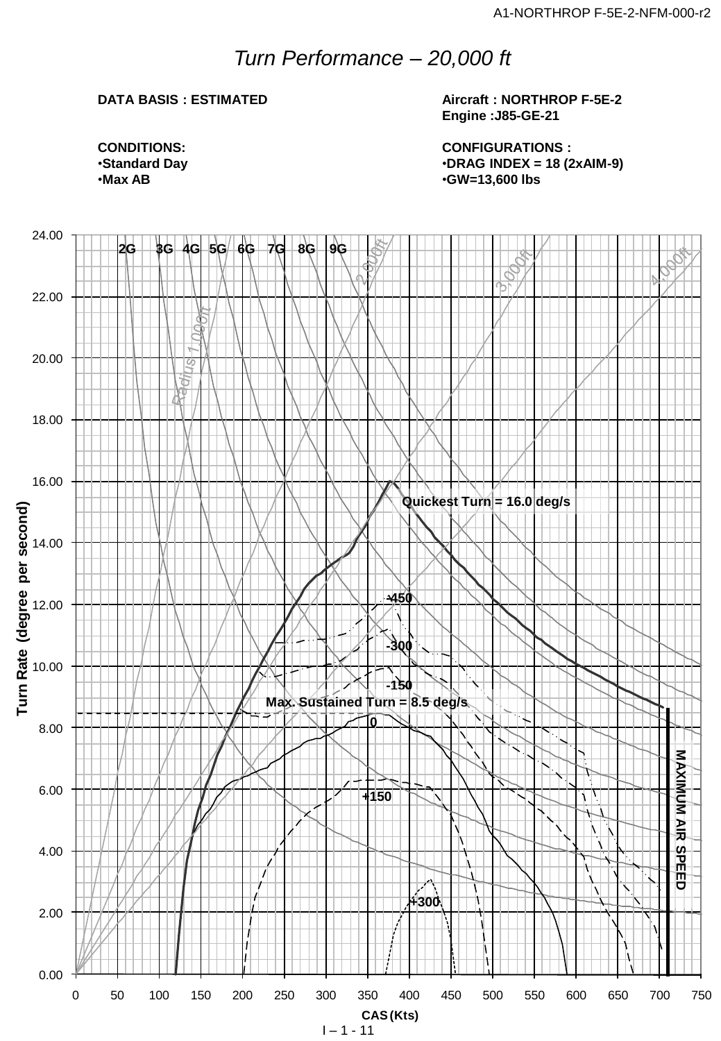# *Turn Performance – 20,000 ft*

**DATA BASIS : ESTIMATED**

**Aircraft : NORTHROP F-5E-2**
**Engine :J85-GE-21**

**CONDITIONS:**
- **Standard Day**
- **Max AB**

**CONFIGURATIONS :**
- **DRAG INDEX = 18 (2xAIM-9)**
- **GW=13,600 lbs**

Turn Rate (degree per second)

24.00, 22.00, 20.00, 18.00, 16.00, 14.00, 12.00, 10.00, 8.00, 6.00, 4.00, 2.00, 0.00

2G 3G 4G 5G 6G 7G 8G 9G

Radius 1,000ft, 2,000ft, 3,000ft, 4,000ft

Quickest Turn = 16.0 deg/s

Max. Sustained Turn = 8.5 deg/s

-450, -300, -150, 0, +150, +300

MAXIMUM AIR SPEED

0, 50, 100, 150, 200, 250, 300, 350, 400, 450, 500, 550, 600, 650, 700, 750

CAS (Kts)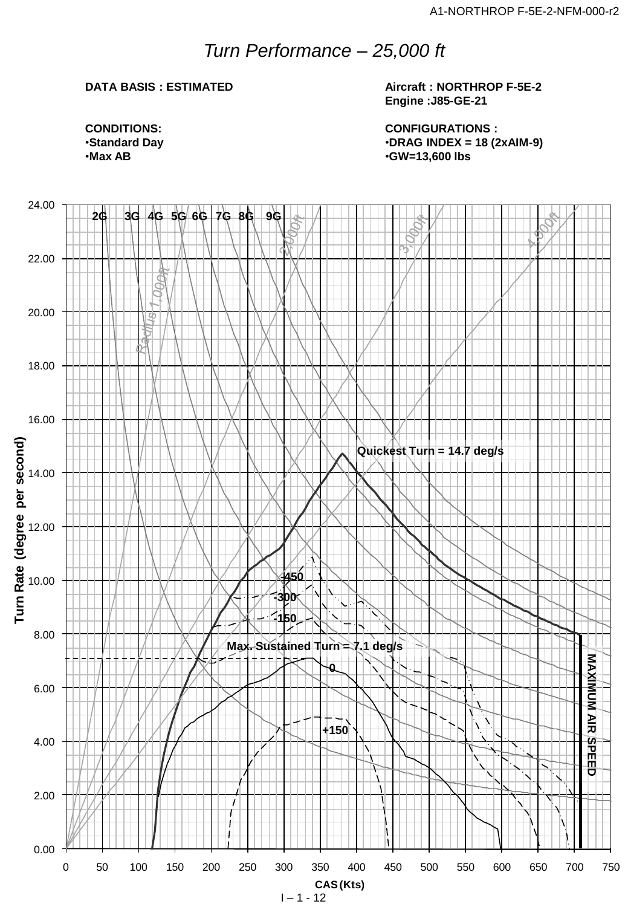# Turn Performance – 25,000 ft

**DATA BASIS : ESTIMATED**

**Aircraft : NORTHROP F-5E-2**
**Engine :J85-GE-21**

**CONDITIONS:**
- **Standard Day**
- **Max AB**

**CONFIGURATIONS :**
- **DRAG INDEX = 18 (2xAIM-9)**
- **GW=13,600 lbs**

Turn Rate (degree per second)

2G 3G 4G 5G 6G 7G 8G 9G

Radius 1,000ft 2,000ft 3,000ft 4,000ft

Quickest Turn = 14.7 deg/s

Max. Sustained Turn = 7.1 deg/s

-450 -300 -150 0 +150

MAXIMUM AIR SPEED

CAS (Kts)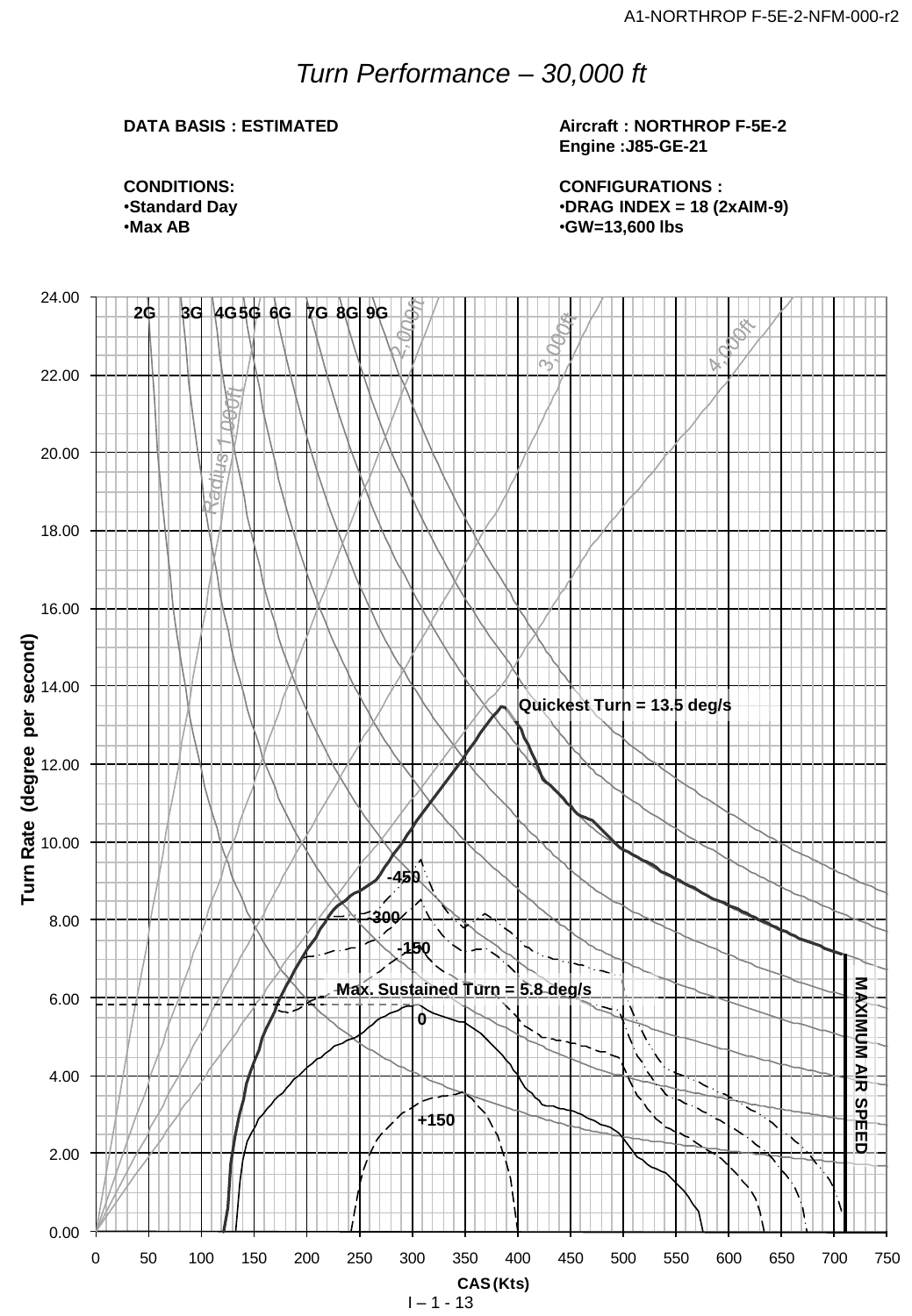# Turn Performance – 30,000 ft

**DATA BASIS : ESTIMATED**

**CONDITIONS:**
- **Standard Day**
- **Max AB**

**Aircraft : NORTHROP F-5E-2**
**Engine :J85-GE-21**

**CONFIGURATIONS :**
- **DRAG INDEX = 18 (2xAIM-9)**
- **GW=13,600 lbs**

Turn Rate (degree per second)

2G 3G 4G 5G 6G 7G 8G 9G

Radius 1,000ft 2,000ft 3,000ft 4,000ft

Quickest Turn = 13.5 deg/s

-450 -300 -150

Max. Sustained Turn = 5.8 deg/s

0

+150

MAXIMUM AIR SPEED

CAS (Kts)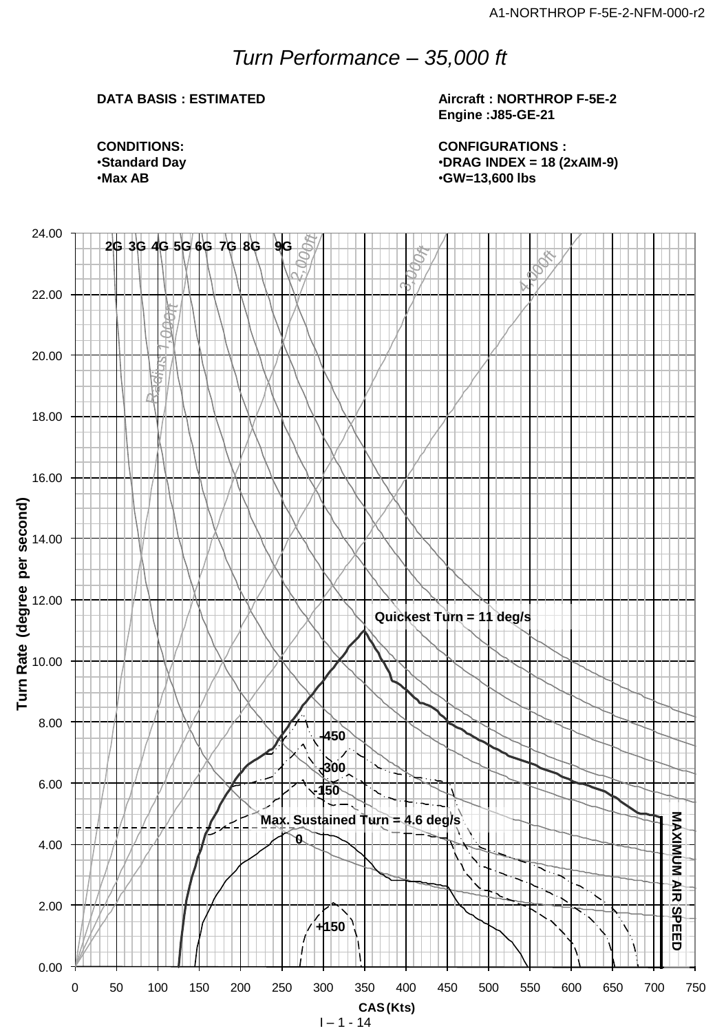# Turn Performance – 35,000 ft

**DATA BASIS : ESTIMATED**

**Aircraft : NORTHROP F-5E-2**
**Engine :J85-GE-21**

**CONDITIONS:**
- **Standard Day**
- **Max AB**

**CONFIGURATIONS :**
- **DRAG INDEX = 18 (2xAIM-9)**
- **GW=13,600 lbs**

2G 3G 4G 5G 6G 7G 8G 9G

Radius 1,000ft 2,000ft 3,000ft 4,000ft

Quickest Turn = 11 deg/s

Max. Sustained Turn = 4.6 deg/s

-450 -300 -150 0 +150

MAXIMUM AIR SPEED

Turn Rate (degree per second)

CAS (Kts)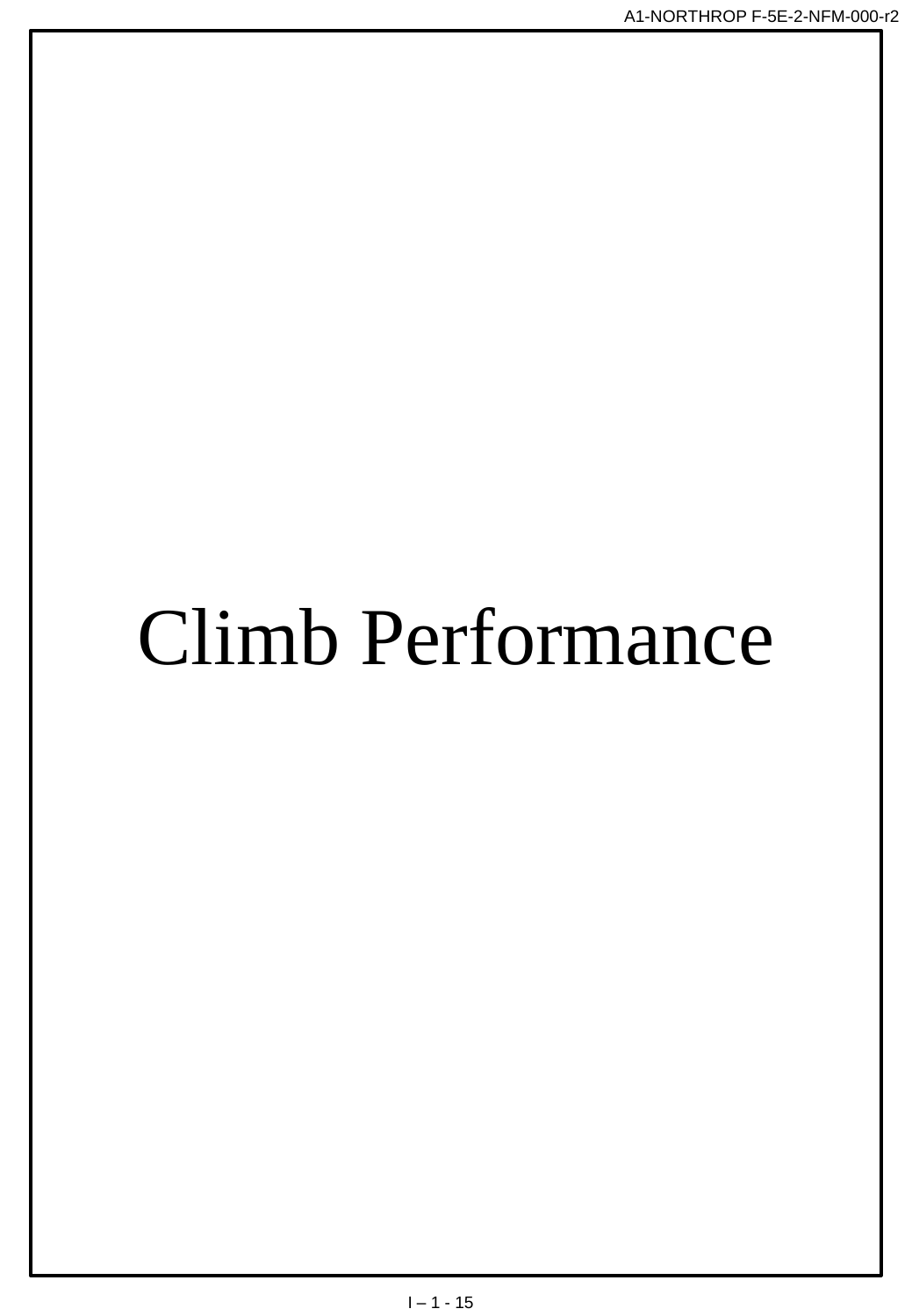# Climb Performance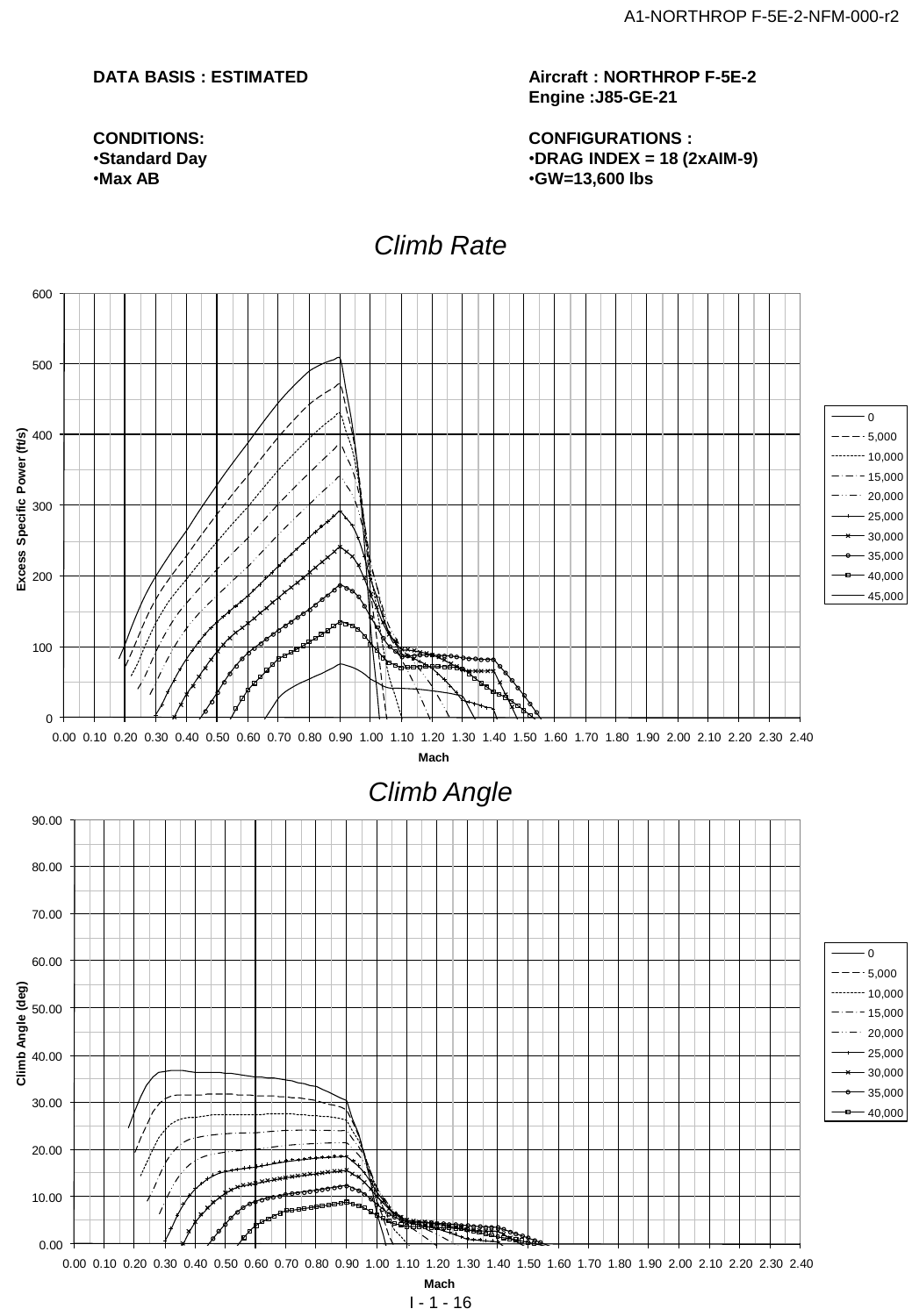**DATA BASIS : ESTIMATED**

**Aircraft : NORTHROP F-5E-2**
**Engine :J85-GE-21**

**CONDITIONS:**
- **Standard Day**
- **Max AB**

**CONFIGURATIONS :**
- **DRAG INDEX = 18 (2xAIM-9)**
- **GW=13,600 lbs**

## *Climb Rate*

Excess Specific Power (ft/s) vs. Mach

Legend: 0, 5,000, 10,000, 15,000, 20,000, 25,000, 30,000, 35,000, 40,000, 45,000

## *Climb Angle*

Climb Angle (deg) vs. Mach

Legend: 0, 5,000, 10,000, 15,000, 20,000, 25,000, 30,000, 35,000, 40,000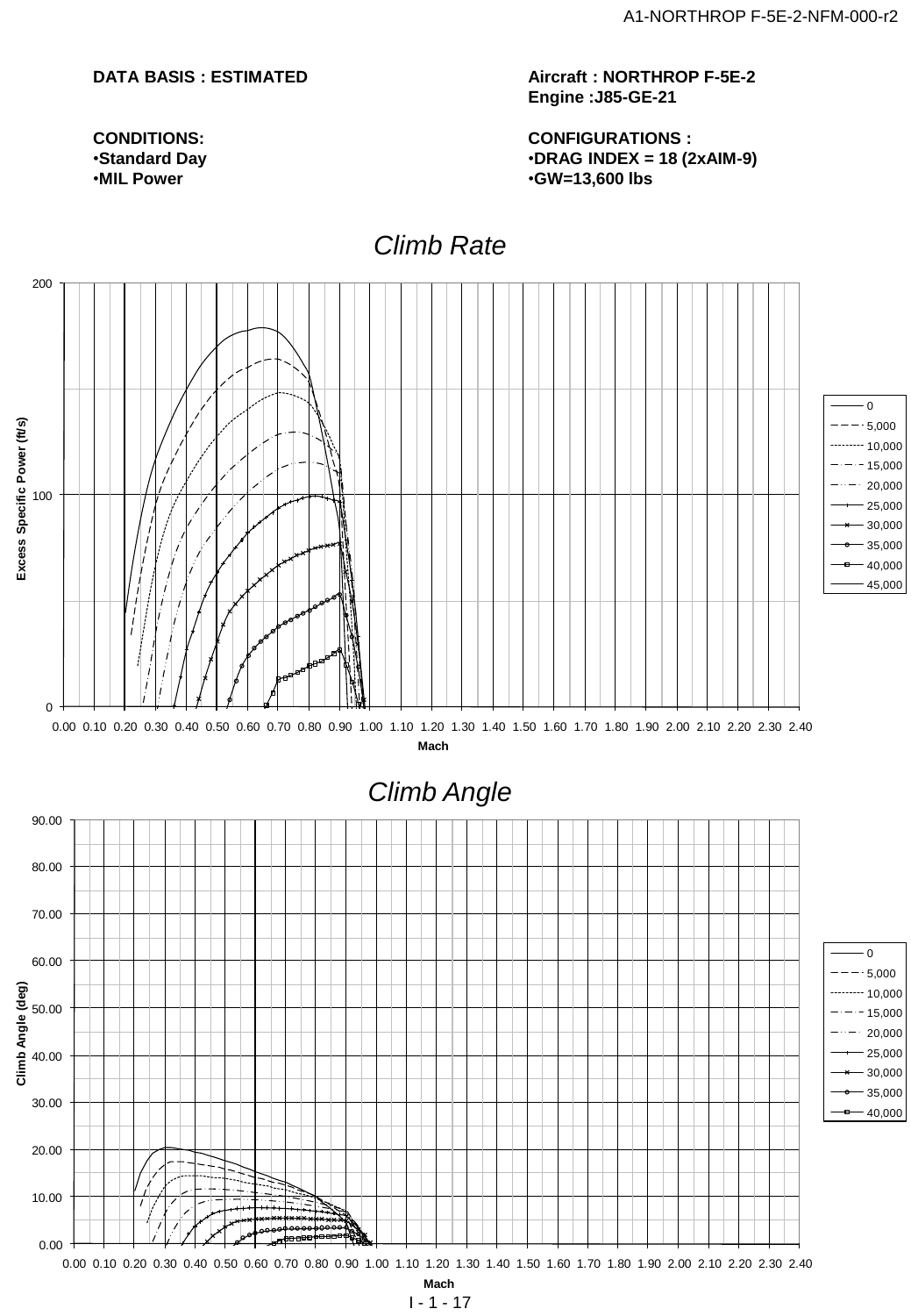**DATA BASIS : ESTIMATED**

**Aircraft : NORTHROP F-5E-2**
**Engine :J85-GE-21**

**CONDITIONS:**
- **Standard Day**
- **MIL Power**

**CONFIGURATIONS :**
- **DRAG INDEX = 18 (2xAIM-9)**
- **GW=13,600 lbs**

## *Climb Rate*

Excess Specific Power (ft/s) vs. Mach

Legend: 0, 5,000, 10,000, 15,000, 20,000, 25,000, 30,000, 35,000, 40,000, 45,000

## *Climb Angle*

Climb Angle (deg) vs. Mach

Legend: 0, 5,000, 10,000, 15,000, 20,000, 25,000, 30,000, 35,000, 40,000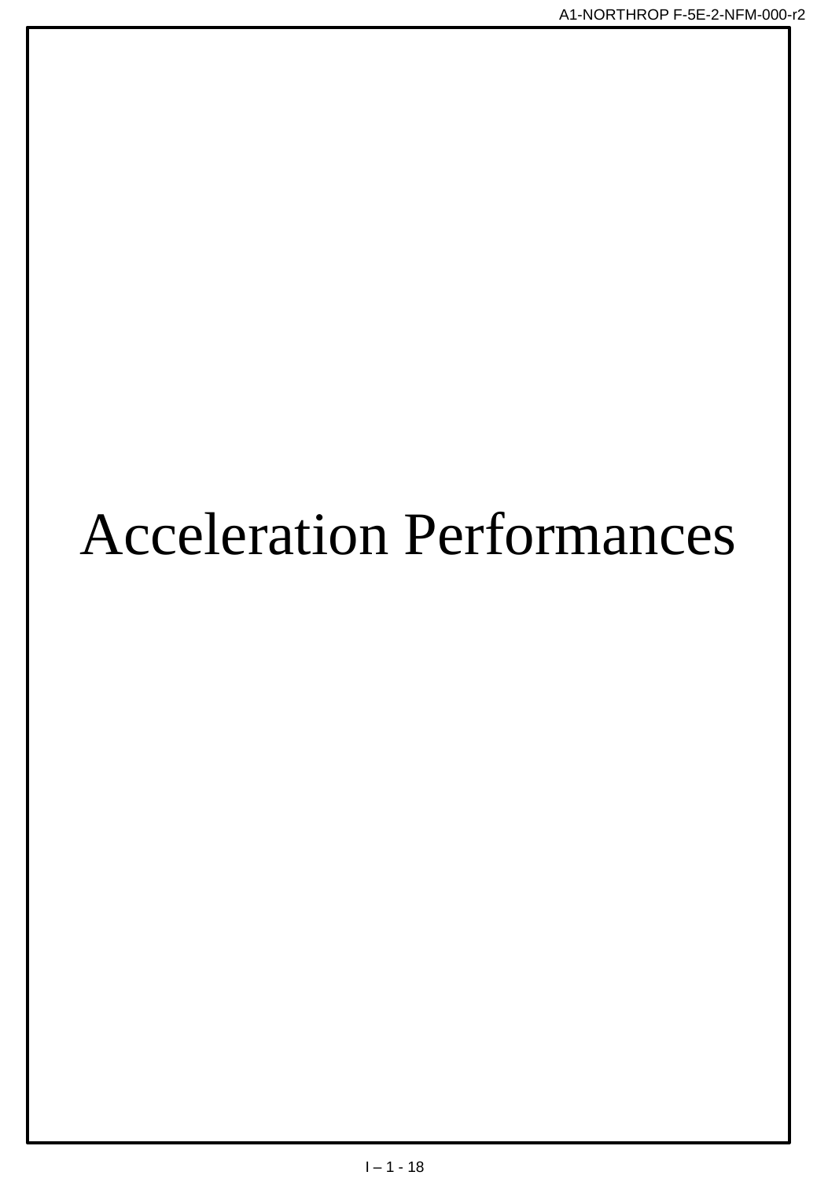# Acceleration Performances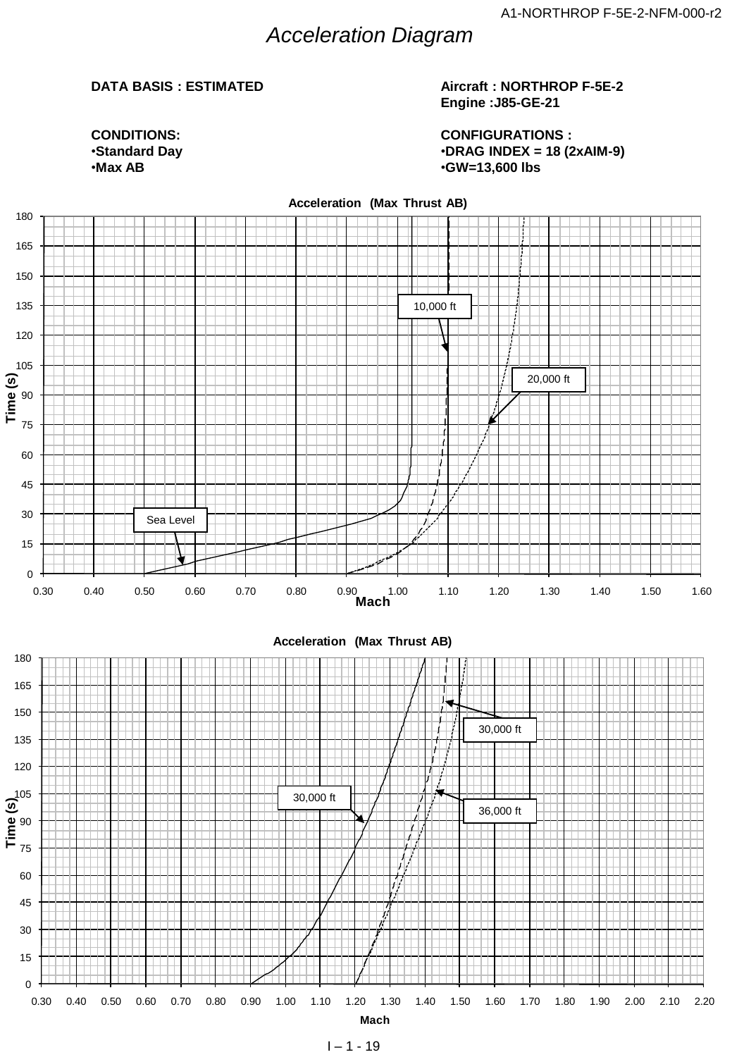# Acceleration Diagram

**DATA BASIS : ESTIMATED**

**Aircraft : NORTHROP F-5E-2**
**Engine :J85-GE-21**

**CONDITIONS:**
- **Standard Day**
- **Max AB**

**CONFIGURATIONS :**
- **DRAG INDEX = 18 (2xAIM-9)**
- **GW=13,600 lbs**

**Acceleration (Max Thrust AB)**

Time (s)
180
165
150
135
120
105
90
75
60
45
30
15
0

Mach
0.30 0.40 0.50 0.60 0.70 0.80 0.90 1.00 1.10 1.20 1.30 1.40 1.50 1.60

10,000 ft
20,000 ft
Sea Level

**Acceleration (Max Thrust AB)**

Time (s)
180
165
150
135
120
105
90
75
60
45
30
15
0

Mach
0.30 0.40 0.50 0.60 0.70 0.80 0.90 1.00 1.10 1.20 1.30 1.40 1.50 1.60 1.70 1.80 1.90 2.00 2.10 2.20

30,000 ft
30,000 ft
36,000 ft